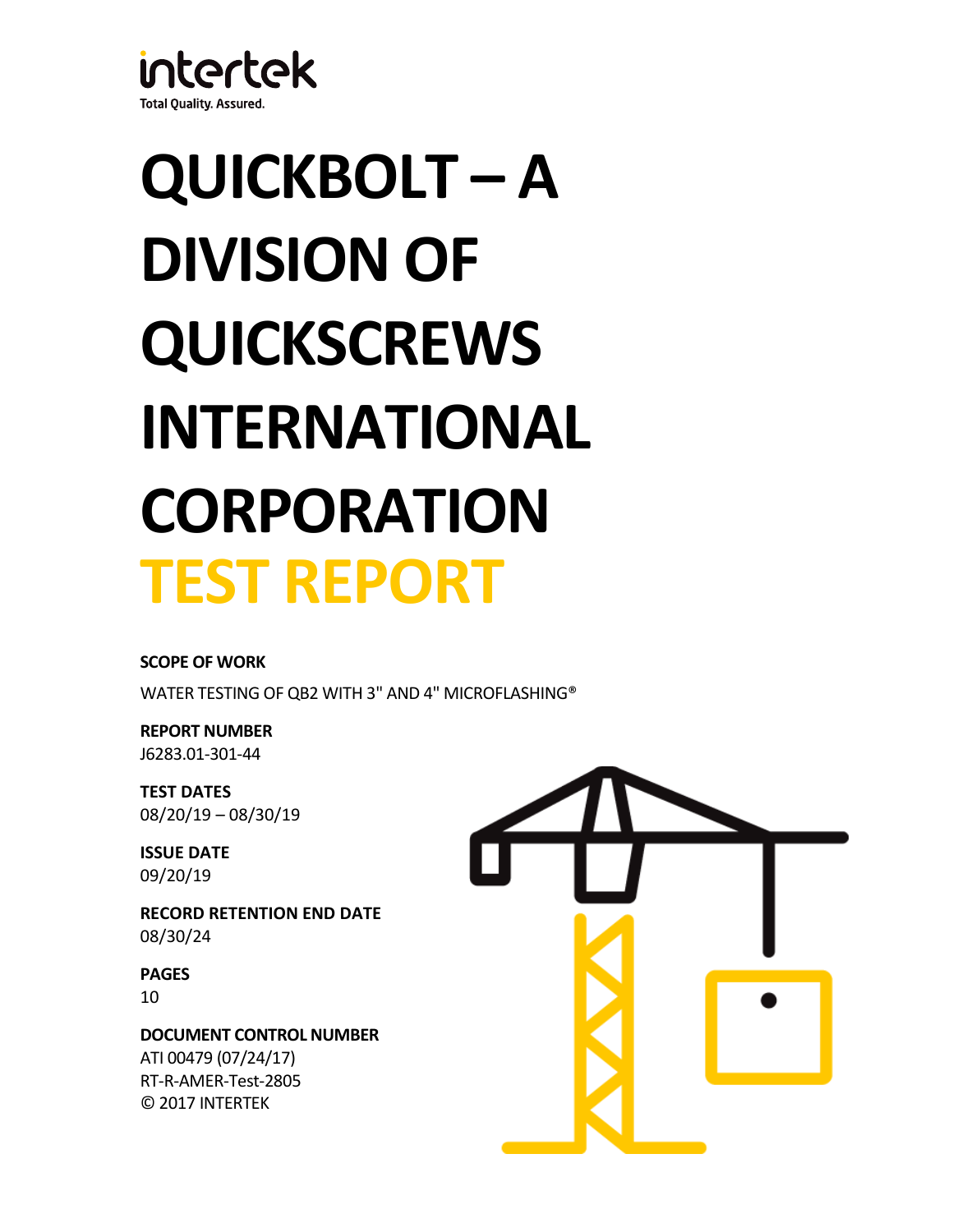intertek

Total Quality. Assured.

# QUICKBOLT – A DIVISION OF QUICKSCREWS INTERNATIONAL CORPORATION

# TEST REPORT

**SCOPE OF WORK**

WATER TESTING OF QB2 WITH 3" AND 4" MICROFLASHING®

**REPORT NUMBER**

J6283.01-301-44

**TEST DATES**

08/20/19 – 08/30/19

**ISSUE DATE**

09/20/19

**RECORD RETENTION END DATE**

08/30/24

**PAGES**

10

**DOCUMENT CONTROL NUMBER**

ATI 00479 (07/24/17)

RT-R-AMER-Test-2805

© 2017 INTERTEK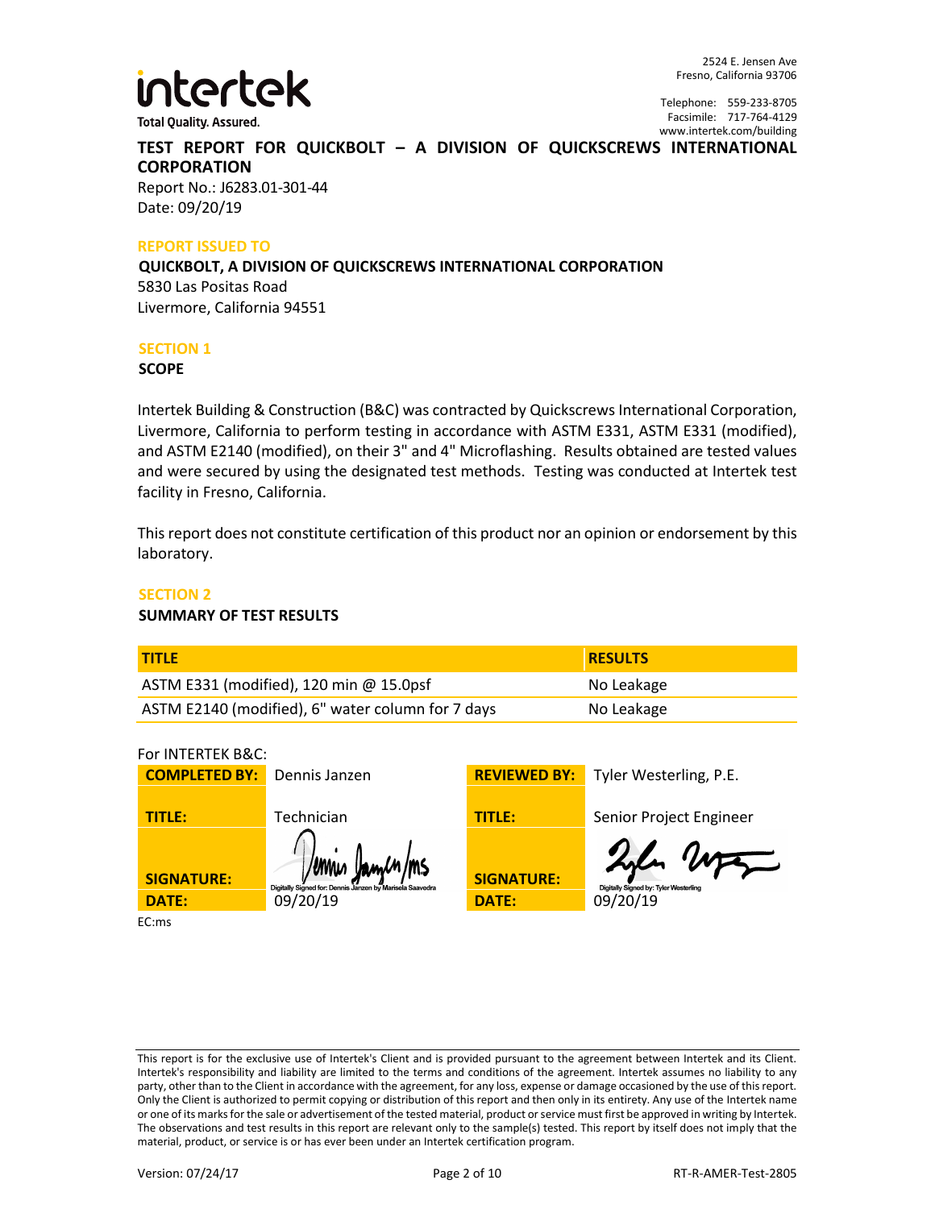intertek

Total Quality. Assured.

2524 E. Jensen Ave
Fresno, California 93706

Telephone: 559-233-8705
Facsimile: 717-764-4129
www.intertek.com/building

# TEST REPORT FOR QUICKBOLT – A DIVISION OF QUICKSCREWS INTERNATIONAL CORPORATION

Report No.: J6283.01-301-44
Date: 09/20/19

## REPORT ISSUED TO

**QUICKBOLT, A DIVISION OF QUICKSCREWS INTERNATIONAL CORPORATION**
5830 Las Positas Road
Livermore, California 94551

## SECTION 1

**SCOPE**

Intertek Building & Construction (B&C) was contracted by Quickscrews International Corporation, Livermore, California to perform testing in accordance with ASTM E331, ASTM E331 (modified), and ASTM E2140 (modified), on their 3" and 4" Microflashing. Results obtained are tested values and were secured by using the designated test methods. Testing was conducted at Intertek test facility in Fresno, California.

This report does not constitute certification of this product nor an opinion or endorsement by this laboratory.

## SECTION 2

**SUMMARY OF TEST RESULTS**

| TITLE | RESULTS |
|---|---|
| ASTM E331 (modified), 120 min @ 15.0psf | No Leakage |
| ASTM E2140 (modified), 6" water column for 7 days | No Leakage |

For INTERTEK B&C:

| | | | |
|---|---|---|---|
| **COMPLETED BY:** | Dennis Janzen | **REVIEWED BY:** | Tyler Westerling, P.E. |
| **TITLE:** | Technician | **TITLE:** | Senior Project Engineer |
| **SIGNATURE:** | Digitally Signed for: Dennis Janzen by Marisela Saavedra | **SIGNATURE:** | Digitally Signed by: Tyler Westerling |
| **DATE:** | 09/20/19 | **DATE:** | 09/20/19 |

EC:ms

This report is for the exclusive use of Intertek's Client and is provided pursuant to the agreement between Intertek and its Client. Intertek's responsibility and liability are limited to the terms and conditions of the agreement. Intertek assumes no liability to any party, other than to the Client in accordance with the agreement, for any loss, expense or damage occasioned by the use of this report. Only the Client is authorized to permit copying or distribution of this report and then only in its entirety. Any use of the Intertek name or one of its marks for the sale or advertisement of the tested material, product or service must first be approved in writing by Intertek. The observations and test results in this report are relevant only to the sample(s) tested. This report by itself does not imply that the material, product, or service is or has ever been under an Intertek certification program.

Version: 07/24/17 RT-R-AMER-Test-2805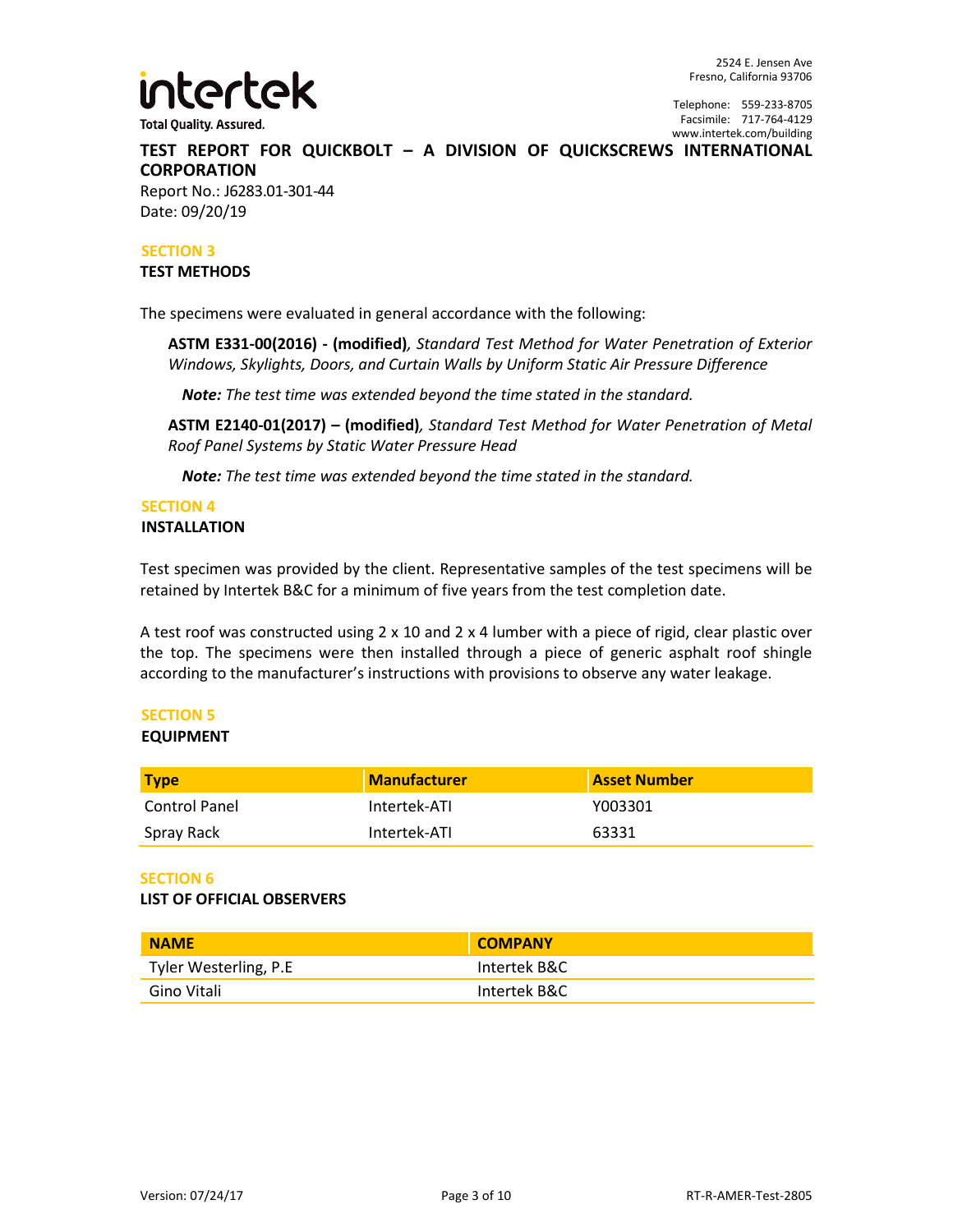## TEST REPORT FOR QUICKBOLT – A DIVISION OF QUICKSCREWS INTERNATIONAL CORPORATION

Report No.: J6283.01-301-44
Date: 09/20/19

### SECTION 3
**TEST METHODS**

The specimens were evaluated in general accordance with the following:

**ASTM E331-00(2016) - (modified)**, *Standard Test Method for Water Penetration of Exterior Windows, Skylights, Doors, and Curtain Walls by Uniform Static Air Pressure Difference*

***Note:*** *The test time was extended beyond the time stated in the standard.*

**ASTM E2140-01(2017) – (modified)**, *Standard Test Method for Water Penetration of Metal Roof Panel Systems by Static Water Pressure Head*

***Note:*** *The test time was extended beyond the time stated in the standard.*

### SECTION 4
**INSTALLATION**

Test specimen was provided by the client. Representative samples of the test specimens will be retained by Intertek B&C for a minimum of five years from the test completion date.

A test roof was constructed using 2 x 10 and 2 x 4 lumber with a piece of rigid, clear plastic over the top. The specimens were then installed through a piece of generic asphalt roof shingle according to the manufacturer's instructions with provisions to observe any water leakage.

### SECTION 5
**EQUIPMENT**

| Type | Manufacturer | Asset Number |
|---|---|---|
| Control Panel | Intertek-ATI | Y003301 |
| Spray Rack | Intertek-ATI | 63331 |

### SECTION 6
**LIST OF OFFICIAL OBSERVERS**

| NAME | COMPANY |
|---|---|
| Tyler Westerling, P.E | Intertek B&C |
| Gino Vitali | Intertek B&C |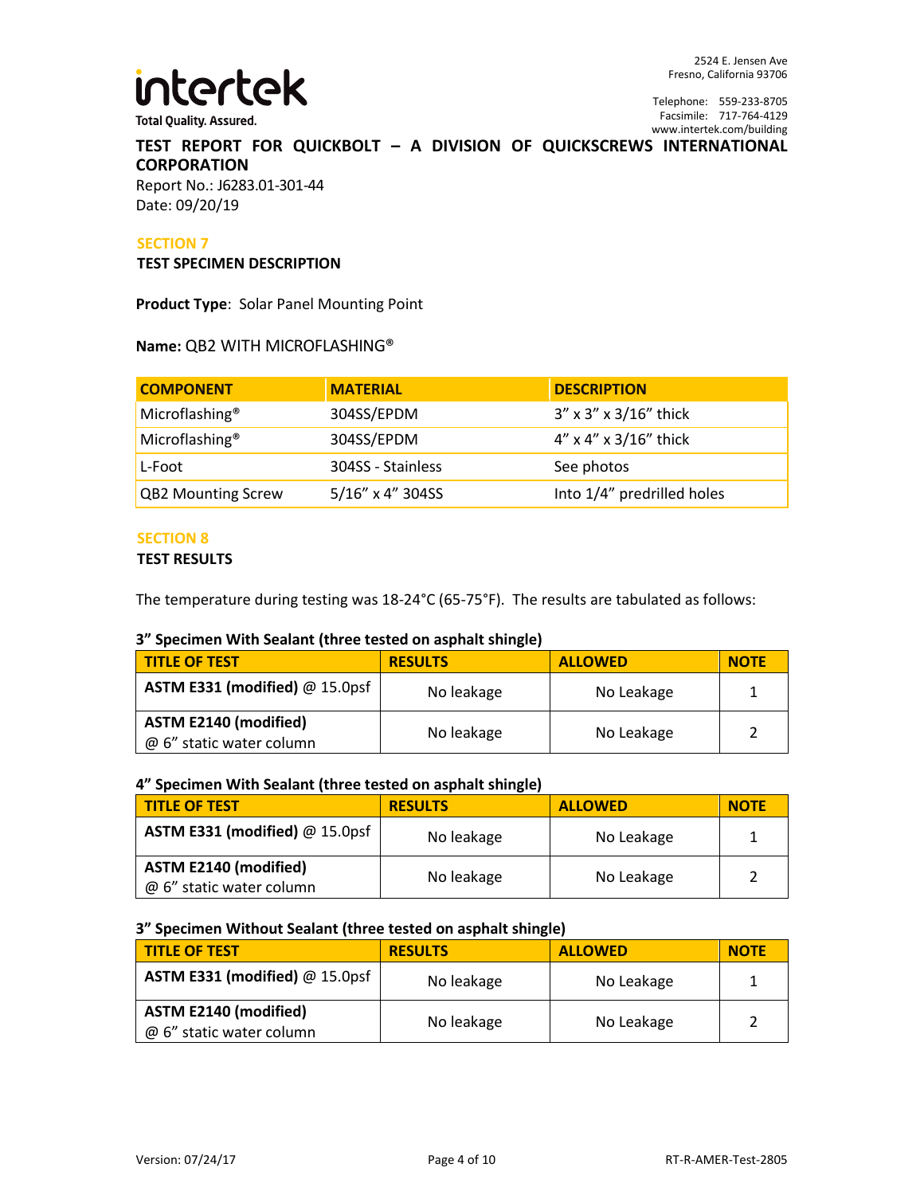**TEST REPORT FOR QUICKBOLT – A DIVISION OF QUICKSCREWS INTERNATIONAL CORPORATION**

Report No.: J6283.01-301-44
Date: 09/20/19

## SECTION 7

### TEST SPECIMEN DESCRIPTION

**Product Type**: Solar Panel Mounting Point

**Name:** QB2 WITH MICROFLASHING®

| COMPONENT | MATERIAL | DESCRIPTION |
|---|---|---|
| Microflashing® | 304SS/EPDM | 3" x 3" x 3/16" thick |
| Microflashing® | 304SS/EPDM | 4" x 4" x 3/16" thick |
| L-Foot | 304SS - Stainless | See photos |
| QB2 Mounting Screw | 5/16" x 4" 304SS | Into 1/4" predrilled holes |

## SECTION 8

### TEST RESULTS

The temperature during testing was 18-24°C (65-75°F). The results are tabulated as follows:

**3" Specimen With Sealant (three tested on asphalt shingle)**

| TITLE OF TEST | RESULTS | ALLOWED | NOTE |
|---|---|---|---|
| **ASTM E331 (modified)** @ 15.0psf | No leakage | No Leakage | 1 |
| **ASTM E2140 (modified)** @ 6" static water column | No leakage | No Leakage | 2 |

**4" Specimen With Sealant (three tested on asphalt shingle)**

| TITLE OF TEST | RESULTS | ALLOWED | NOTE |
|---|---|---|---|
| **ASTM E331 (modified)** @ 15.0psf | No leakage | No Leakage | 1 |
| **ASTM E2140 (modified)** @ 6" static water column | No leakage | No Leakage | 2 |

**3" Specimen Without Sealant (three tested on asphalt shingle)**

| TITLE OF TEST | RESULTS | ALLOWED | NOTE |
|---|---|---|---|
| **ASTM E331 (modified)** @ 15.0psf | No leakage | No Leakage | 1 |
| **ASTM E2140 (modified)** @ 6" static water column | No leakage | No Leakage | 2 |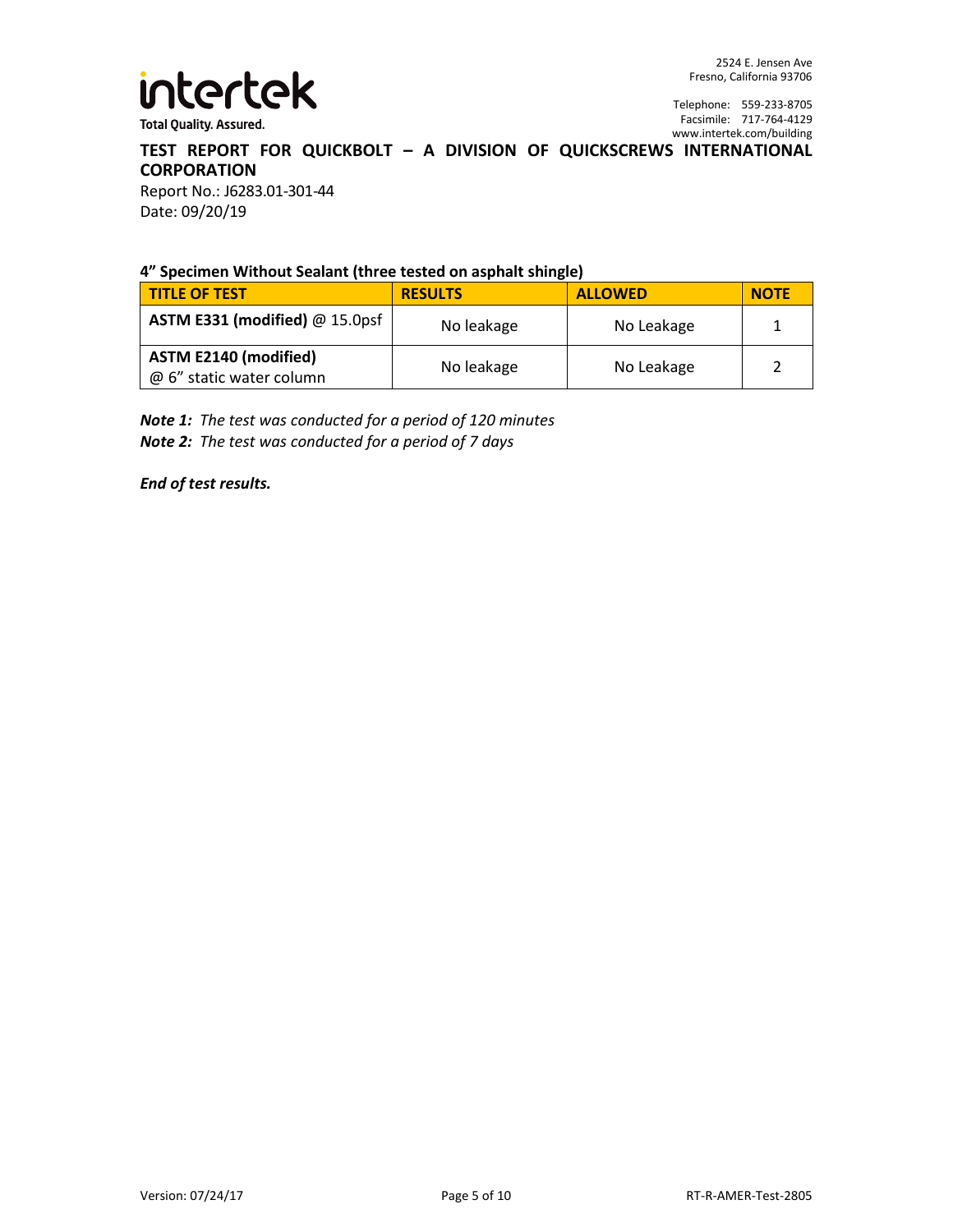**TEST REPORT FOR QUICKBOLT – A DIVISION OF QUICKSCREWS INTERNATIONAL CORPORATION**

Report No.: J6283.01-301-44
Date: 09/20/19

**4" Specimen Without Sealant (three tested on asphalt shingle)**

| TITLE OF TEST | RESULTS | ALLOWED | NOTE |
|---|---|---|---|
| **ASTM E331 (modified)** @ 15.0psf | No leakage | No Leakage | 1 |
| **ASTM E2140 (modified)** @ 6" static water column | No leakage | No Leakage | 2 |

***Note 1:*** *The test was conducted for a period of 120 minutes*
***Note 2:*** *The test was conducted for a period of 7 days*

***End of test results.***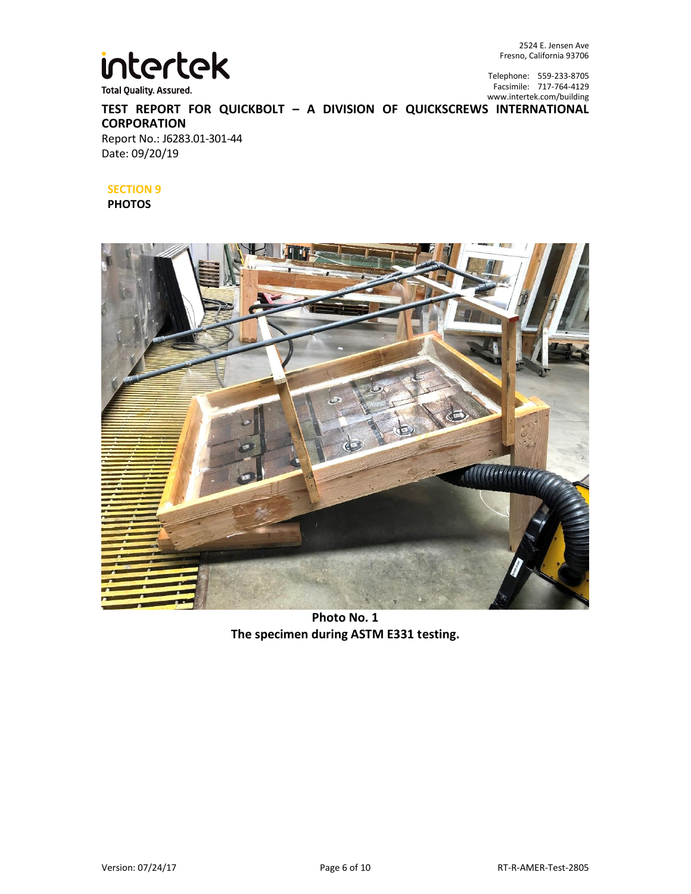## SECTION 9

**PHOTOS**

**Photo No. 1**
**The specimen during ASTM E331 testing.**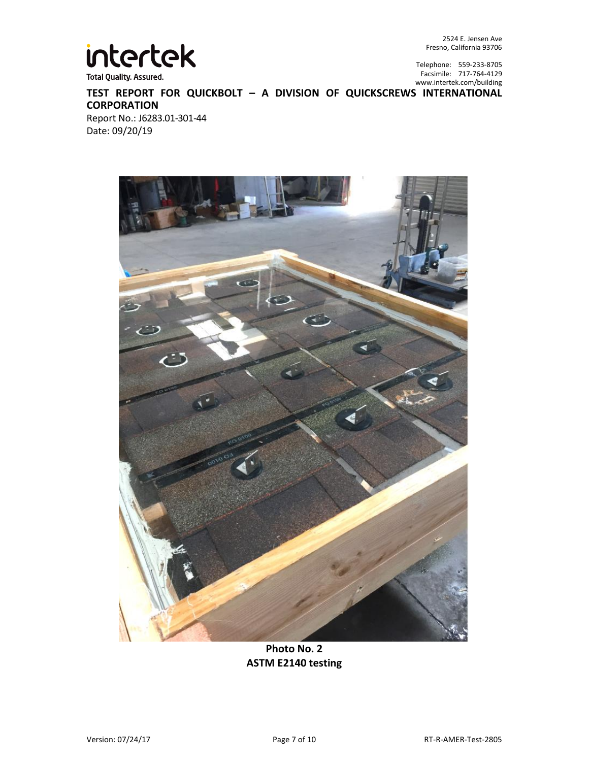**Photo No. 2**
**ASTM E2140 testing**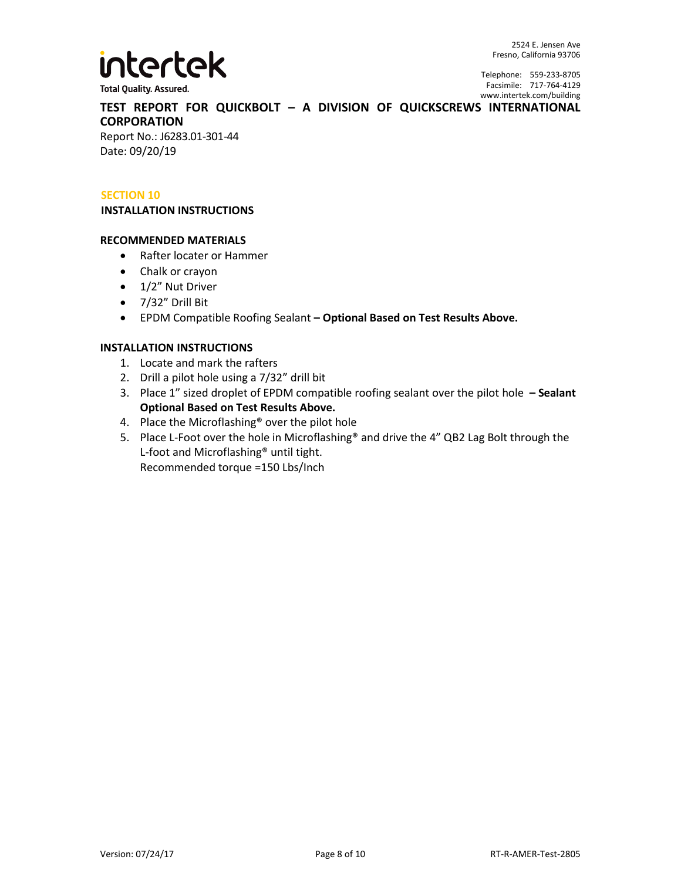## SECTION 10

### INSTALLATION INSTRUCTIONS

**RECOMMENDED MATERIALS**

- Rafter locater or Hammer
- Chalk or crayon
- 1/2” Nut Driver
- 7/32” Drill Bit
- EPDM Compatible Roofing Sealant **– Optional Based on Test Results Above.**

**INSTALLATION INSTRUCTIONS**

1. Locate and mark the rafters
2. Drill a pilot hole using a 7/32” drill bit
3. Place 1” sized droplet of EPDM compatible roofing sealant over the pilot hole **– Sealant Optional Based on Test Results Above.**
4. Place the Microflashing® over the pilot hole
5. Place L-Foot over the hole in Microflashing® and drive the 4” QB2 Lag Bolt through the L-foot and Microflashing® until tight.
   Recommended torque =150 Lbs/Inch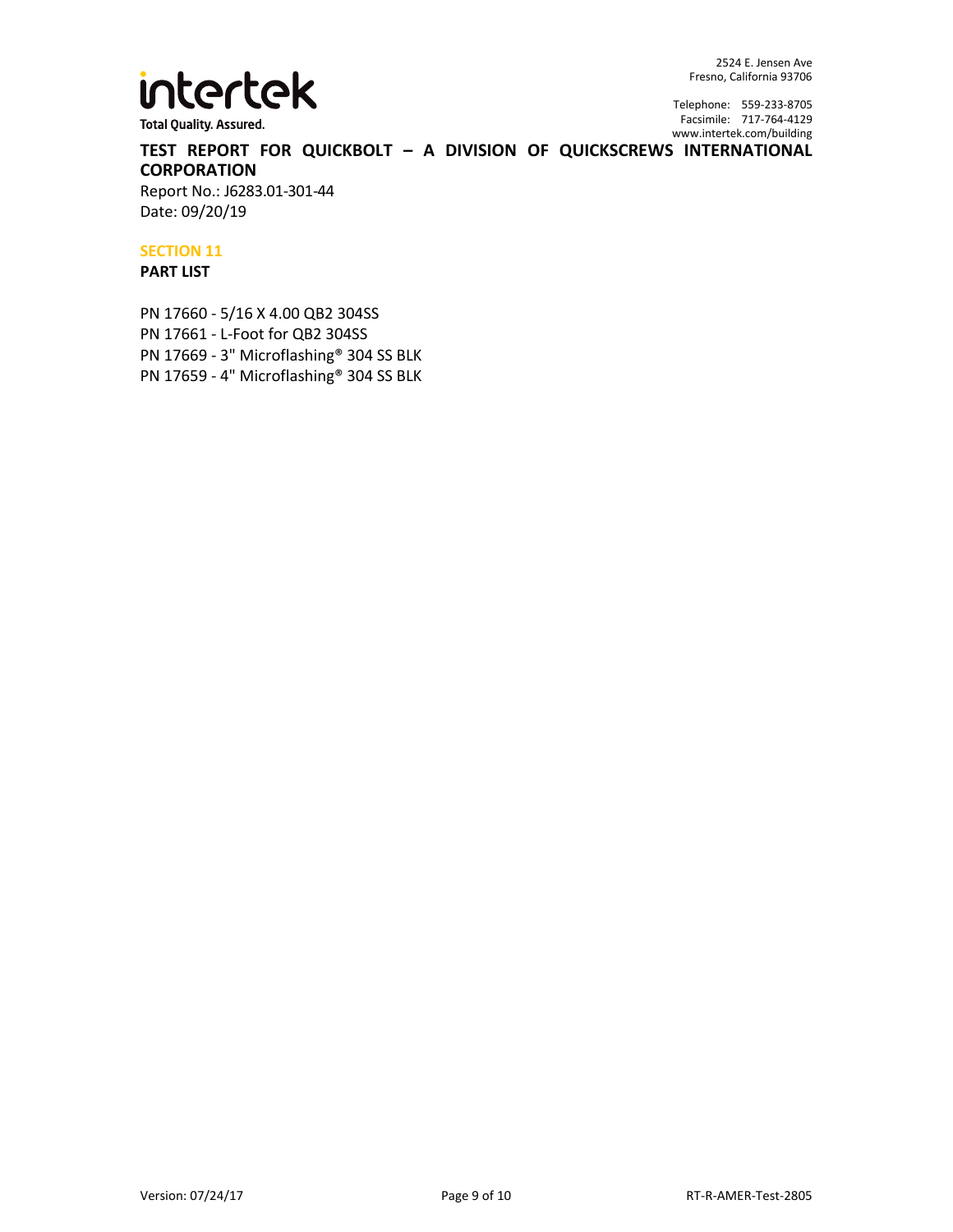## SECTION 11

### PART LIST

PN 17660 - 5/16 X 4.00 QB2 304SS
PN 17661 - L-Foot for QB2 304SS
PN 17669 - 3" Microflashing® 304 SS BLK
PN 17659 - 4" Microflashing® 304 SS BLK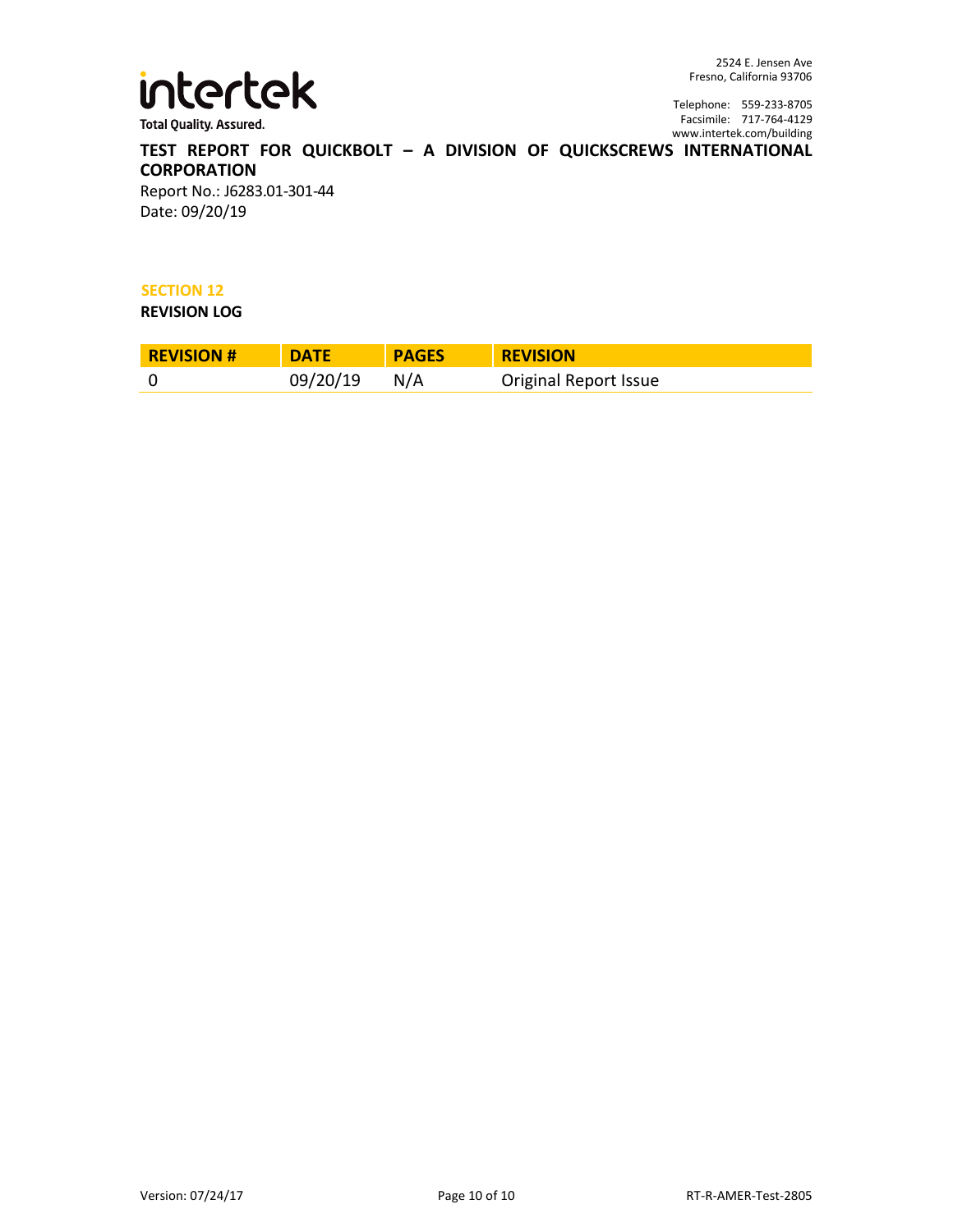## SECTION 12

### REVISION LOG

| REVISION # | DATE | PAGES | REVISION |
| --- | --- | --- | --- |
| 0 | 09/20/19 | N/A | Original Report Issue |